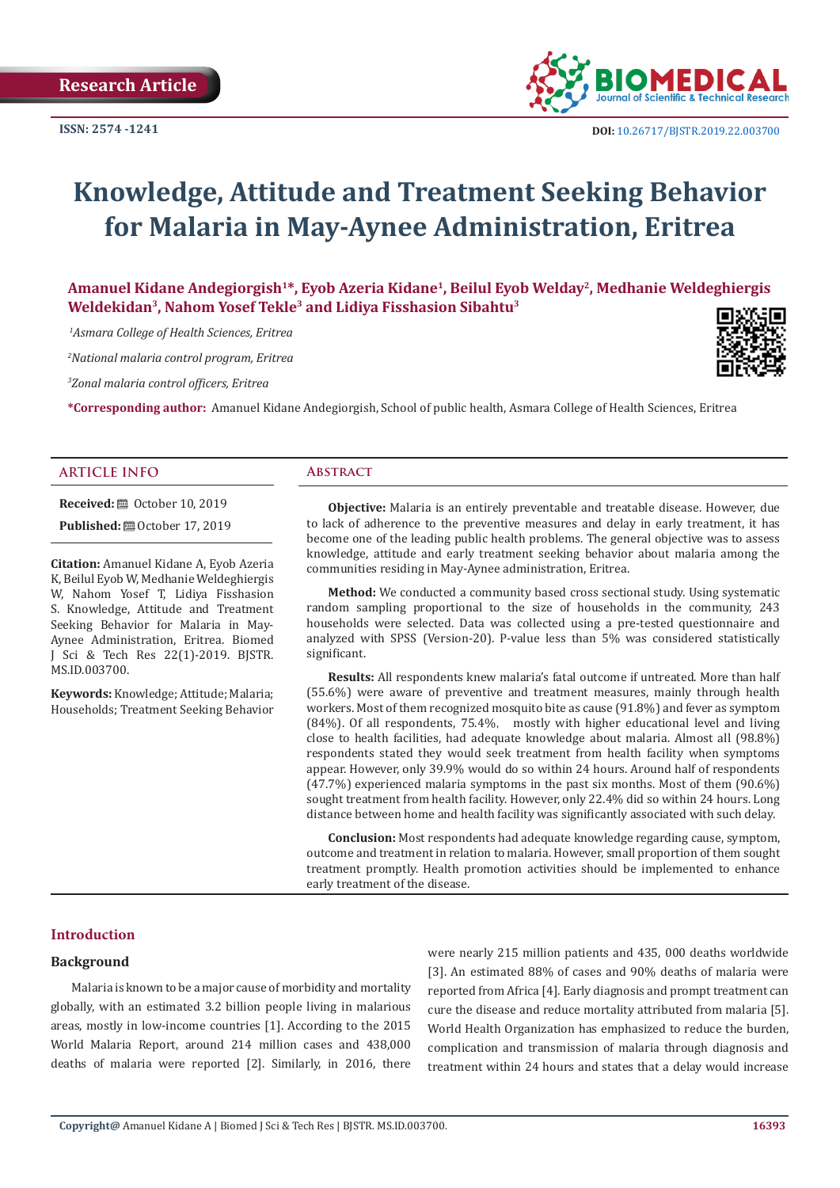Research Article

ISSN: 2574 -1241

DOI: 10.26717/BJSTR.2019.22.003700

# Knowledge, Attitude and Treatment Seeking Behavior for Malaria in May-Aynee Administration, Eritrea

**Amanuel Kidane Andegiorgish[1]*, Eyob Azeria Kidane[1], Beilul Eyob Welday[2], Medhanie Weldeghiergis Weldekidan[3], Nahom Yosef Tekle[3] and Lidiya Fisshasion Sibahtu[3]**

*[1]Asmara College of Health Sciences, Eritrea*

*[2]National malaria control program, Eritrea*

*[3]Zonal malaria control officers, Eritrea*

***Corresponding author:** Amanuel Kidane Andegiorgish, School of public health, Asmara College of Health Sciences, Eritrea

## ARTICLE INFO

**Received:** October 10, 2019

**Published:** October 17, 2019

**Citation:** Amanuel Kidane Andegiorgish A, Eyob Azeria K, Beilul Eyob Welday W, Medhanie Weldeghiergis W, Nahom Yosef T, Lidiya Fisshasion S. Knowledge, Attitude and Treatment Seeking Behavior for Malaria in May-Aynee Administration, Eritrea. Biomed J Sci & Tech Res 22(1)-2019. BJSTR. MS.ID.003700.

**Keywords:** Knowledge; Attitude; Malaria; Households; Treatment Seeking Behavior

## Abstract

**Objective:** Malaria is an entirely preventable and treatable disease. However, due to lack of adherence to the preventive measures and delay in early treatment, it has become one of the leading public health problems. The general objective was to assess knowledge, attitude and early treatment seeking behavior about malaria among the communities residing in May-Aynee administration, Eritrea.

**Method:** We conducted a community based cross sectional study. Using systematic random sampling proportional to the size of households in the community, 243 households were selected. Data was collected using a pre-tested questionnaire and analyzed with SPSS (Version-20). P-value less than 5% was considered statistically significant.

**Results:** All respondents knew malaria's fatal outcome if untreated. More than half (55.6%) were aware of preventive and treatment measures, mainly through health workers. Most of them recognized mosquito bite as cause (91.8%) and fever as symptom (84%). Of all respondents, 75.4%, mostly with higher educational level and living close to health facilities, had adequate knowledge about malaria. Almost all (98.8%) respondents stated they would seek treatment from health facility when symptoms appear. However, only 39.9% would do so within 24 hours. Around half of respondents (47.7%) experienced malaria symptoms in the past six months. Most of them (90.6%) sought treatment from health facility. However, only 22.4% did so within 24 hours. Long distance between home and health facility was significantly associated with such delay.

**Conclusion:** Most respondents had adequate knowledge regarding cause, symptom, outcome and treatment in relation to malaria. However, small proportion of them sought treatment promptly. Health promotion activities should be implemented to enhance early treatment of the disease.

## Introduction

### Background

Malaria is known to be a major cause of morbidity and mortality globally, with an estimated 3.2 billion people living in malarious areas, mostly in low-income countries [1]. According to the 2015 World Malaria Report, around 214 million cases and 438,000 deaths of malaria were reported [2]. Similarly, in 2016, there were nearly 215 million patients and 435, 000 deaths worldwide [3]. An estimated 88% of cases and 90% deaths of malaria were reported from Africa [4]. Early diagnosis and prompt treatment can cure the disease and reduce mortality attributed from malaria [5]. World Health Organization has emphasized to reduce the burden, complication and transmission of malaria through diagnosis and treatment within 24 hours and states that a delay would increase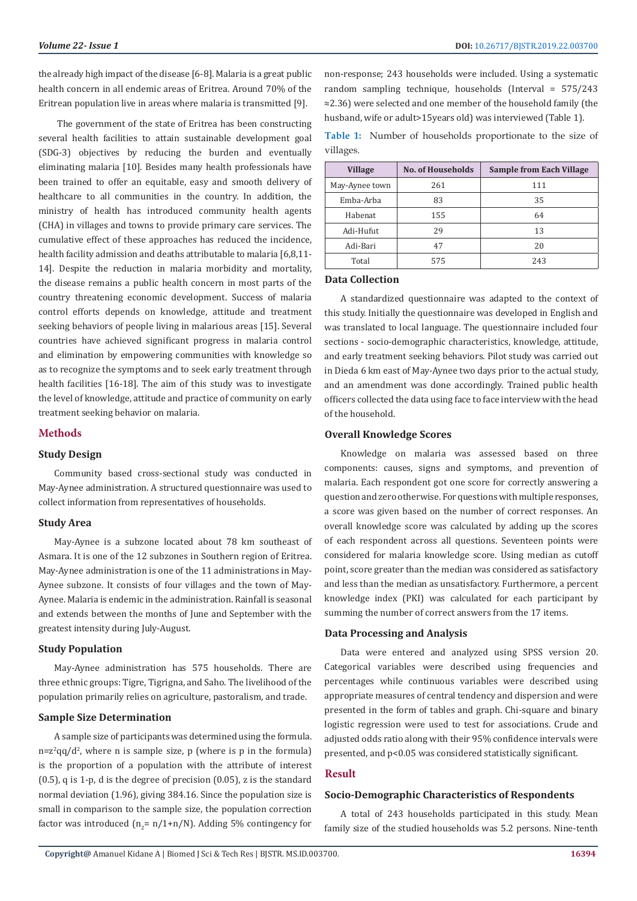the already high impact of the disease [6-8]. Malaria is a great public health concern in all endemic areas of Eritrea. Around 70% of the Eritrean population live in areas where malaria is transmitted [9].

The government of the state of Eritrea has been constructing several health facilities to attain sustainable development goal (SDG-3) objectives by reducing the burden and eventually eliminating malaria [10]. Besides many health professionals have been trained to offer an equitable, easy and smooth delivery of healthcare to all communities in the country. In addition, the ministry of health has introduced community health agents (CHA) in villages and towns to provide primary care services. The cumulative effect of these approaches has reduced the incidence, health facility admission and deaths attributable to malaria [6,8,11-14]. Despite the reduction in malaria morbidity and mortality, the disease remains a public health concern in most parts of the country threatening economic development. Success of malaria control efforts depends on knowledge, attitude and treatment seeking behaviors of people living in malarious areas [15]. Several countries have achieved significant progress in malaria control and elimination by empowering communities with knowledge so as to recognize the symptoms and to seek early treatment through health facilities [16-18]. The aim of this study was to investigate the level of knowledge, attitude and practice of community on early treatment seeking behavior on malaria.

## Methods

### Study Design

Community based cross-sectional study was conducted in May-Aynee administration. A structured questionnaire was used to collect information from representatives of households.

### Study Area

May-Aynee is a subzone located about 78 km southeast of Asmara. It is one of the 12 subzones in Southern region of Eritrea. May-Aynee administration is one of the 11 administrations in May-Aynee subzone. It consists of four villages and the town of May-Aynee. Malaria is endemic in the administration. Rainfall is seasonal and extends between the months of June and September with the greatest intensity during July-August.

### Study Population

May-Aynee administration has 575 households. There are three ethnic groups: Tigre, Tigrigna, and Saho. The livelihood of the population primarily relies on agriculture, pastoralism, and trade.

### Sample Size Determination

A sample size of participants was determined using the formula. $n=z^2qq/d^2$, where n is sample size, p (where is p in the formula) is the proportion of a population with the attribute of interest (0.5), q is 1-p, d is the degree of precision (0.05), z is the standard normal deviation (1.96), giving 384.16. Since the population size is small in comparison to the sample size, the population correction factor was introduced ($n_2= n/1+n/N$). Adding 5% contingency for non-response; 243 households were included. Using a systematic random sampling technique, households (Interval = 575/243 ≈2.36) were selected and one member of the household family (the husband, wife or adult>15years old) was interviewed (Table 1).

**Table 1:** Number of households proportionate to the size of villages.

| Village | No. of Households | Sample from Each Village |
|---|---|---|
| May-Aynee town | 261 | 111 |
| Emba-Arba | 83 | 35 |
| Habenat | 155 | 64 |
| Adi-Hufut | 29 | 13 |
| Adi-Bari | 47 | 20 |
| Total | 575 | 243 |

### Data Collection

A standardized questionnaire was adapted to the context of this study. Initially the questionnaire was developed in English and was translated to local language. The questionnaire included four sections - socio-demographic characteristics, knowledge, attitude, and early treatment seeking behaviors. Pilot study was carried out in Dieda 6 km east of May-Aynee two days prior to the actual study, and an amendment was done accordingly. Trained public health officers collected the data using face to face interview with the head of the household.

### Overall Knowledge Scores

Knowledge on malaria was assessed based on three components: causes, signs and symptoms, and prevention of malaria. Each respondent got one score for correctly answering a question and zero otherwise. For questions with multiple responses, a score was given based on the number of correct responses. An overall knowledge score was calculated by adding up the scores of each respondent across all questions. Seventeen points were considered for malaria knowledge score. Using median as cutoff point, score greater than the median was considered as satisfactory and less than the median as unsatisfactory. Furthermore, a percent knowledge index (PKI) was calculated for each participant by summing the number of correct answers from the 17 items.

### Data Processing and Analysis

Data were entered and analyzed using SPSS version 20. Categorical variables were described using frequencies and percentages while continuous variables were described using appropriate measures of central tendency and dispersion and were presented in the form of tables and graph. Chi-square and binary logistic regression were used to test for associations. Crude and adjusted odds ratio along with their 95% confidence intervals were presented, and $p<0.05$ was considered statistically significant.

## Result

### Socio-Demographic Characteristics of Respondents

A total of 243 households participated in this study. Mean family size of the studied households was 5.2 persons. Nine-tenth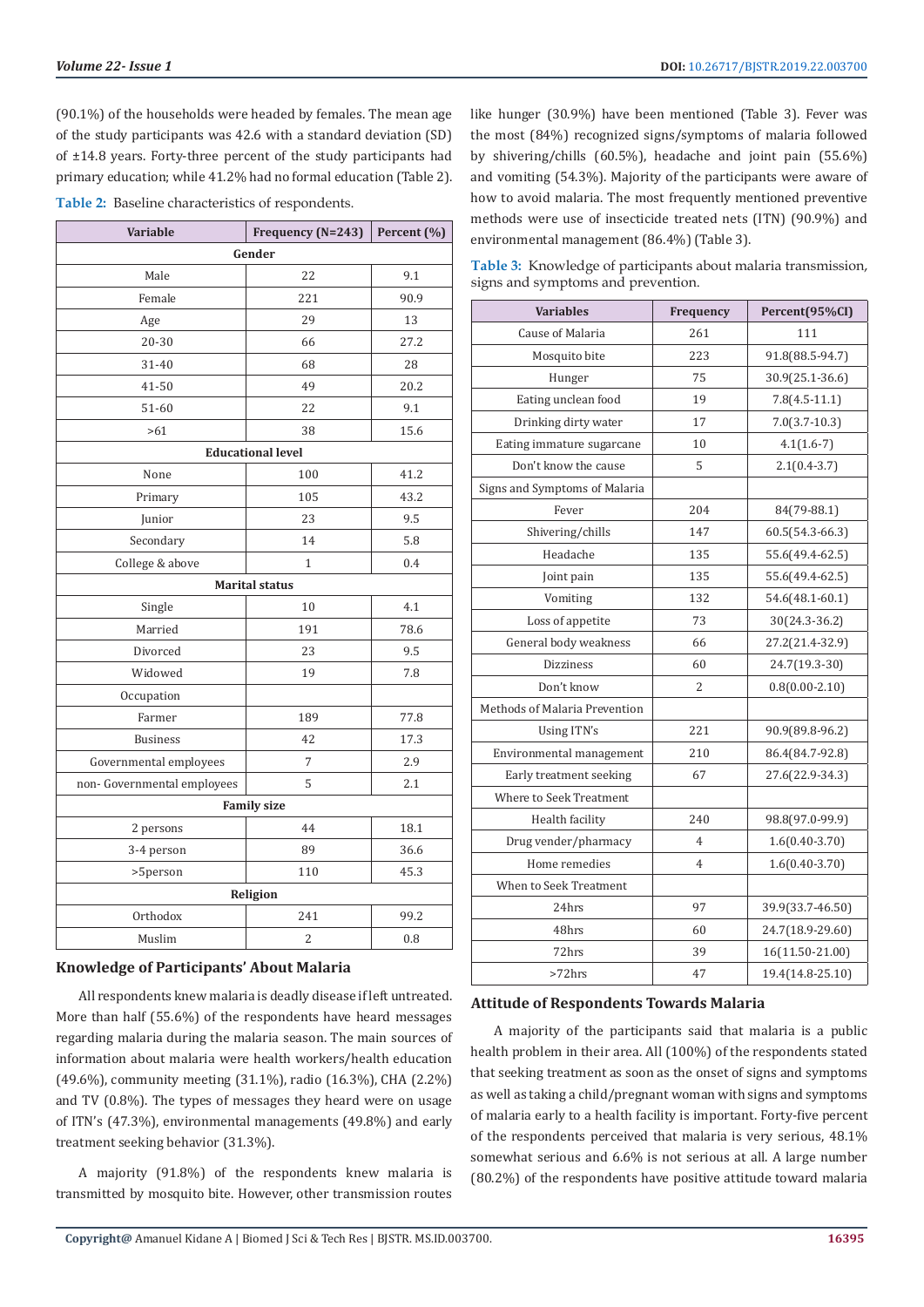(90.1%) of the households were headed by females. The mean age of the study participants was 42.6 with a standard deviation (SD) of ±14.8 years. Forty-three percent of the study participants had primary education; while 41.2% had no formal education (Table 2).

**Table 2:** Baseline characteristics of respondents.

| Variable | Frequency (N=243) | Percent (%) |
|---|---|---|
| **Gender** | | |
| Male | 22 | 9.1 |
| Female | 221 | 90.9 |
| Age | 29 | 13 |
| 20-30 | 66 | 27.2 |
| 31-40 | 68 | 28 |
| 41-50 | 49 | 20.2 |
| 51-60 | 22 | 9.1 |
| >61 | 38 | 15.6 |
| **Educational level** | | |
| None | 100 | 41.2 |
| Primary | 105 | 43.2 |
| Junior | 23 | 9.5 |
| Secondary | 14 | 5.8 |
| College & above | 1 | 0.4 |
| **Marital status** | | |
| Single | 10 | 4.1 |
| Married | 191 | 78.6 |
| Divorced | 23 | 9.5 |
| Widowed | 19 | 7.8 |
| Occupation | | |
| Farmer | 189 | 77.8 |
| Business | 42 | 17.3 |
| Governmental employees | 7 | 2.9 |
| non- Governmental employees | 5 | 2.1 |
| **Family size** | | |
| 2 persons | 44 | 18.1 |
| 3-4 person | 89 | 36.6 |
| >5person | 110 | 45.3 |
| **Religion** | | |
| Orthodox | 241 | 99.2 |
| Muslim | 2 | 0.8 |

## Knowledge of Participants' About Malaria

All respondents knew malaria is deadly disease if left untreated. More than half (55.6%) of the respondents have heard messages regarding malaria during the malaria season. The main sources of information about malaria were health workers/health education (49.6%), community meeting (31.1%), radio (16.3%), CHA (2.2%) and TV (0.8%). The types of messages they heard were on usage of ITN's (47.3%), environmental managements (49.8%) and early treatment seeking behavior (31.3%).

A majority (91.8%) of the respondents knew malaria is transmitted by mosquito bite. However, other transmission routes like hunger (30.9%) have been mentioned (Table 3). Fever was the most (84%) recognized signs/symptoms of malaria followed by shivering/chills (60.5%), headache and joint pain (55.6%) and vomiting (54.3%). Majority of the participants were aware of how to avoid malaria. The most frequently mentioned preventive methods were use of insecticide treated nets (ITN) (90.9%) and environmental management (86.4%) (Table 3).

**Table 3:** Knowledge of participants about malaria transmission, signs and symptoms and prevention.

| Variables | Frequency | Percent(95%CI) |
|---|---|---|
| Cause of Malaria | 261 | 111 |
| Mosquito bite | 223 | 91.8(88.5-94.7) |
| Hunger | 75 | 30.9(25.1-36.6) |
| Eating unclean food | 19 | 7.8(4.5-11.1) |
| Drinking dirty water | 17 | 7.0(3.7-10.3) |
| Eating immature sugarcane | 10 | 4.1(1.6-7) |
| Don't know the cause | 5 | 2.1(0.4-3.7) |
| Signs and Symptoms of Malaria | | |
| Fever | 204 | 84(79-88.1) |
| Shivering/chills | 147 | 60.5(54.3-66.3) |
| Headache | 135 | 55.6(49.4-62.5) |
| Joint pain | 135 | 55.6(49.4-62.5) |
| Vomiting | 132 | 54.6(48.1-60.1) |
| Loss of appetite | 73 | 30(24.3-36.2) |
| General body weakness | 66 | 27.2(21.4-32.9) |
| Dizziness | 60 | 24.7(19.3-30) |
| Don't know | 2 | 0.8(0.00-2.10) |
| Methods of Malaria Prevention | | |
| Using ITN's | 221 | 90.9(89.8-96.2) |
| Environmental management | 210 | 86.4(84.7-92.8) |
| Early treatment seeking | 67 | 27.6(22.9-34.3) |
| Where to Seek Treatment | | |
| Health facility | 240 | 98.8(97.0-99.9) |
| Drug vender/pharmacy | 4 | 1.6(0.40-3.70) |
| Home remedies | 4 | 1.6(0.40-3.70) |
| When to Seek Treatment | | |
| 24hrs | 97 | 39.9(33.7-46.50) |
| 48hrs | 60 | 24.7(18.9-29.60) |
| 72hrs | 39 | 16(11.50-21.00) |
| >72hrs | 47 | 19.4(14.8-25.10) |

## Attitude of Respondents Towards Malaria

A majority of the participants said that malaria is a public health problem in their area. All (100%) of the respondents stated that seeking treatment as soon as the onset of signs and symptoms as well as taking a child/pregnant woman with signs and symptoms of malaria early to a health facility is important. Forty-five percent of the respondents perceived that malaria is very serious, 48.1% somewhat serious and 6.6% is not serious at all. A large number (80.2%) of the respondents have positive attitude toward malaria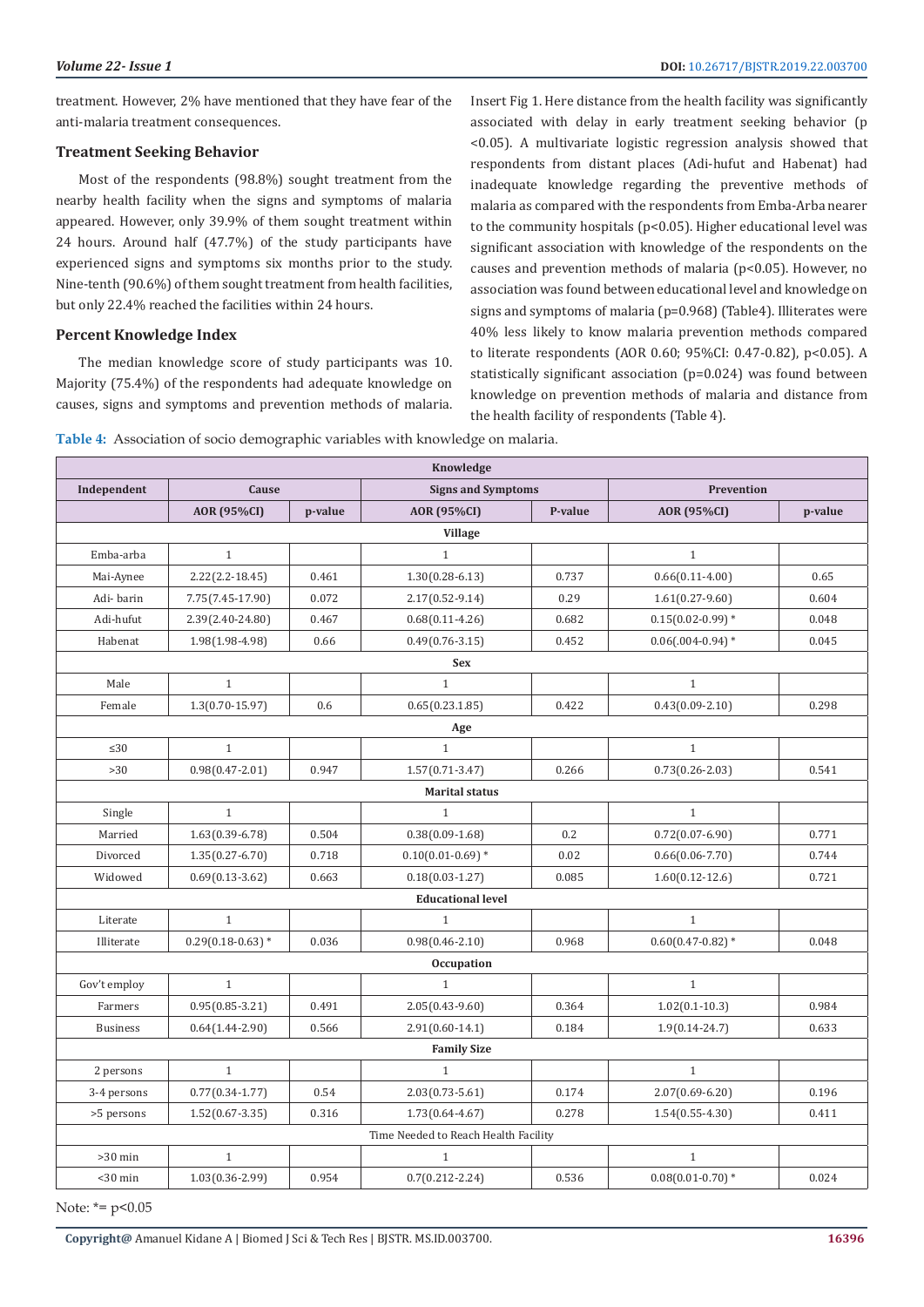treatment. However, 2% have mentioned that they have fear of the anti-malaria treatment consequences.

### Treatment Seeking Behavior

Most of the respondents (98.8%) sought treatment from the nearby health facility when the signs and symptoms of malaria appeared. However, only 39.9% of them sought treatment within 24 hours. Around half (47.7%) of the study participants have experienced signs and symptoms six months prior to the study. Nine-tenth (90.6%) of them sought treatment from health facilities, but only 22.4% reached the facilities within 24 hours.

### Percent Knowledge Index

The median knowledge score of study participants was 10. Majority (75.4%) of the respondents had adequate knowledge on causes, signs and symptoms and prevention methods of malaria. Insert Fig 1. Here distance from the health facility was significantly associated with delay in early treatment seeking behavior ($p < 0.05$). A multivariate logistic regression analysis showed that respondents from distant places (Adi-hufut and Habenat) had inadequate knowledge regarding the preventive methods of malaria as compared with the respondents from Emba-Arba nearer to the community hospitals ($p < 0.05$). Higher educational level was significant association with knowledge of the respondents on the causes and prevention methods of malaria ($p < 0.05$). However, no association was found between educational level and knowledge on signs and symptoms of malaria ($p = 0.968$) (Table4). Illiterates were 40% less likely to know malaria prevention methods compared to literate respondents (AOR 0.60; 95%CI: 0.47-0.82), $p < 0.05$). A statistically significant association ($p = 0.024$) was found between knowledge on prevention methods of malaria and distance from the health facility of respondents (Table 4).

**Table 4:** Association of socio demographic variables with knowledge on malaria.

| | Knowledge | | | | | |
|---|---|---|---|---|---|---|
| Independent | Cause | | Signs and Symptoms | | Prevention | |
| | AOR (95%CI) | p-value | AOR (95%CI) | P-value | AOR (95%CI) | p-value |
| **Village** | | | | | | |
| Emba-arba | 1 | | 1 | | 1 | |
| Mai-Aynee | 2.22(2.2-18.45) | 0.461 | 1.30(0.28-6.13) | 0.737 | 0.66(0.11-4.00) | 0.65 |
| Adi- barin | 7.75(7.45-17.90) | 0.072 | 2.17(0.52-9.14) | 0.29 | 1.61(0.27-9.60) | 0.604 |
| Adi-hufut | 2.39(2.40-24.80) | 0.467 | 0.68(0.11-4.26) | 0.682 | 0.15(0.02-0.99) * | 0.048 |
| Habenat | 1.98(1.98-4.98) | 0.66 | 0.49(0.76-3.15) | 0.452 | 0.06(.004-0.94) * | 0.045 |
| **Sex** | | | | | | |
| Male | 1 | | 1 | | 1 | |
| Female | 1.3(0.70-15.97) | 0.6 | 0.65(0.23.1.85) | 0.422 | 0.43(0.09-2.10) | 0.298 |
| **Age** | | | | | | |
| ≤30 | 1 | | 1 | | 1 | |
| >30 | 0.98(0.47-2.01) | 0.947 | 1.57(0.71-3.47) | 0.266 | 0.73(0.26-2.03) | 0.541 |
| **Marital status** | | | | | | |
| Single | 1 | | 1 | | 1 | |
| Married | 1.63(0.39-6.78) | 0.504 | 0.38(0.09-1.68) | 0.2 | 0.72(0.07-6.90) | 0.771 |
| Divorced | 1.35(0.27-6.70) | 0.718 | 0.10(0.01-0.69) * | 0.02 | 0.66(0.06-7.70) | 0.744 |
| Widowed | 0.69(0.13-3.62) | 0.663 | 0.18(0.03-1.27) | 0.085 | 1.60(0.12-12.6) | 0.721 |
| **Educational level** | | | | | | |
| Literate | 1 | | 1 | | 1 | |
| Illiterate | 0.29(0.18-0.63) * | 0.036 | 0.98(0.46-2.10) | 0.968 | 0.60(0.47-0.82) * | 0.048 |
| **Occupation** | | | | | | |
| Gov't employ | 1 | | 1 | | 1 | |
| Farmers | 0.95(0.85-3.21) | 0.491 | 2.05(0.43-9.60) | 0.364 | 1.02(0.1-10.3) | 0.984 |
| Business | 0.64(1.44-2.90) | 0.566 | 2.91(0.60-14.1) | 0.184 | 1.9(0.14-24.7) | 0.633 |
| **Family Size** | | | | | | |
| 2 persons | 1 | | 1 | | 1 | |
| 3-4 persons | 0.77(0.34-1.77) | 0.54 | 2.03(0.73-5.61) | 0.174 | 2.07(0.69-6.20) | 0.196 |
| >5 persons | 1.52(0.67-3.35) | 0.316 | 1.73(0.64-4.67) | 0.278 | 1.54(0.55-4.30) | 0.411 |
| Time Needed to Reach Health Facility | | | | | | |
| >30 min | 1 | | 1 | | 1 | |
| <30 min | 1.03(0.36-2.99) | 0.954 | 0.7(0.212-2.24) | 0.536 | 0.08(0.01-0.70) * | 0.024 |

Note: *= $p < 0.05$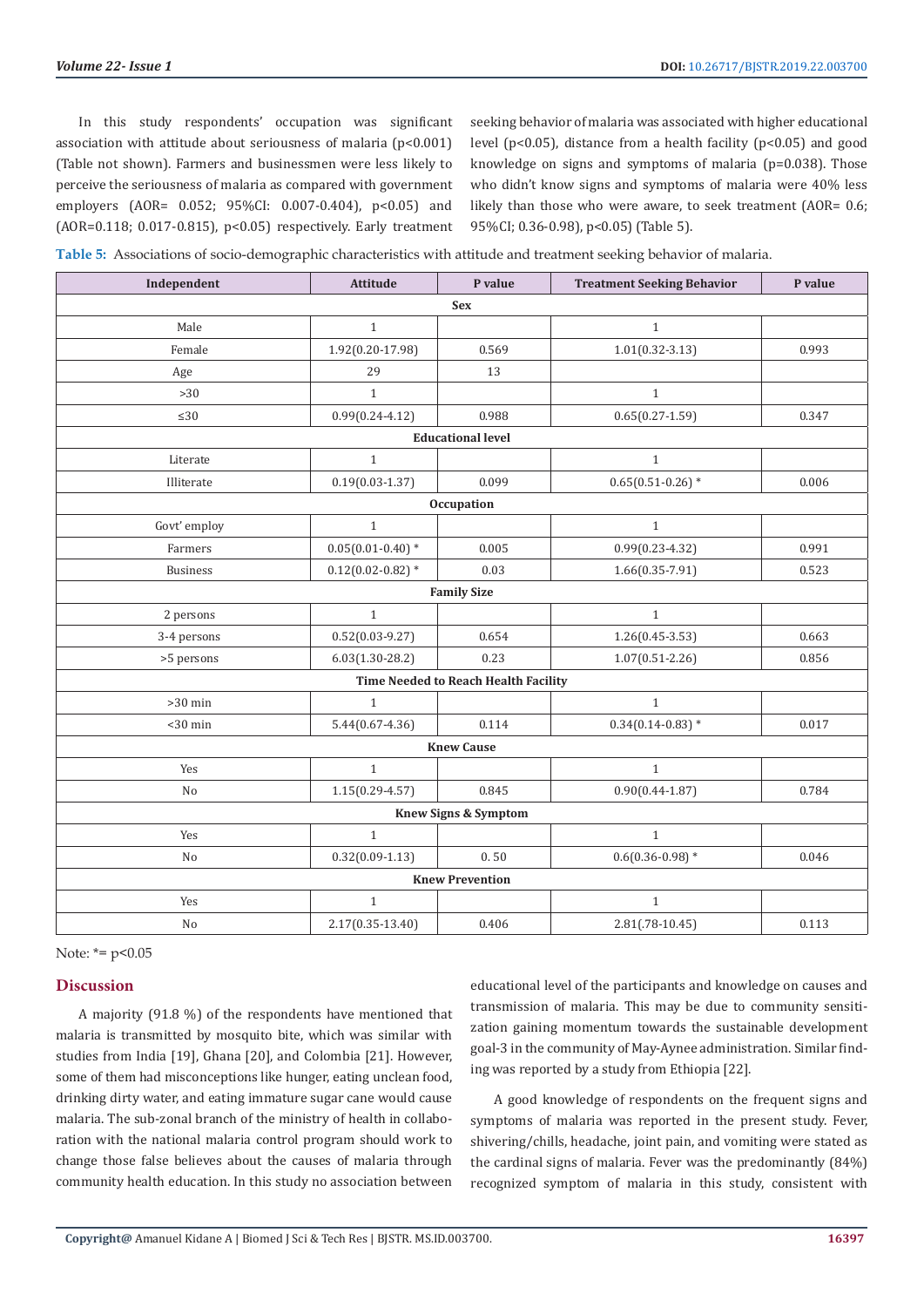In this study respondents' occupation was significant association with attitude about seriousness of malaria ($p<0.001$) (Table not shown). Farmers and businessmen were less likely to perceive the seriousness of malaria as compared with government employers (AOR= 0.052; 95%CI: 0.007-0.404), $p<0.05$) and (AOR=0.118; 0.017-0.815), $p<0.05$) respectively. Early treatment seeking behavior of malaria was associated with higher educational level ($p<0.05$), distance from a health facility ($p<0.05$) and good knowledge on signs and symptoms of malaria (p=0.038). Those who didn't know signs and symptoms of malaria were 40% less likely than those who were aware, to seek treatment (AOR= 0.6; 95%CI; 0.36-0.98), $p<0.05$) (Table 5).

**Table 5:** Associations of socio-demographic characteristics with attitude and treatment seeking behavior of malaria.

| Independent | Attitude | P value | Treatment Seeking Behavior | P value |
|---|---|---|---|---|
| **Sex** | | | | |
| Male | 1 | | 1 | |
| Female | 1.92(0.20-17.98) | 0.569 | 1.01(0.32-3.13) | 0.993 |
| Age | 29 | 13 | | |
| >30 | 1 | | 1 | |
| ≤30 | 0.99(0.24-4.12) | 0.988 | 0.65(0.27-1.59) | 0.347 |
| **Educational level** | | | | |
| Literate | 1 | | 1 | |
| Illiterate | 0.19(0.03-1.37) | 0.099 | 0.65(0.51-0.26) * | 0.006 |
| **Occupation** | | | | |
| Govt' employ | 1 | | 1 | |
| Farmers | 0.05(0.01-0.40) * | 0.005 | 0.99(0.23-4.32) | 0.991 |
| Business | 0.12(0.02-0.82) * | 0.03 | 1.66(0.35-7.91) | 0.523 |
| **Family Size** | | | | |
| 2 persons | 1 | | 1 | |
| 3-4 persons | 0.52(0.03-9.27) | 0.654 | 1.26(0.45-3.53) | 0.663 |
| >5 persons | 6.03(1.30-28.2) | 0.23 | 1.07(0.51-2.26) | 0.856 |
| **Time Needed to Reach Health Facility** | | | | |
| >30 min | 1 | | 1 | |
| <30 min | 5.44(0.67-4.36) | 0.114 | 0.34(0.14-0.83) * | 0.017 |
| **Knew Cause** | | | | |
| Yes | 1 | | 1 | |
| No | 1.15(0.29-4.57) | 0.845 | 0.90(0.44-1.87) | 0.784 |
| **Knew Signs & Symptom** | | | | |
| Yes | 1 | | 1 | |
| No | 0.32(0.09-1.13) | 0. 50 | 0.6(0.36-0.98) * | 0.046 |
| **Knew Prevention** | | | | |
| Yes | 1 | | 1 | |
| No | 2.17(0.35-13.40) | 0.406 | 2.81(.78-10.45) | 0.113 |

Note: *= $p<0.05$

## Discussion

A majority (91.8 %) of the respondents have mentioned that malaria is transmitted by mosquito bite, which was similar with studies from India [19], Ghana [20], and Colombia [21]. However, some of them had misconceptions like hunger, eating unclean food, drinking dirty water, and eating immature sugar cane would cause malaria. The sub-zonal branch of the ministry of health in collaboration with the national malaria control program should work to change those false believes about the causes of malaria through community health education. In this study no association between educational level of the participants and knowledge on causes and transmission of malaria. This may be due to community sensitization gaining momentum towards the sustainable development goal-3 in the community of May-Aynee administration. Similar finding was reported by a study from Ethiopia [22].

A good knowledge of respondents on the frequent signs and symptoms of malaria was reported in the present study. Fever, shivering/chills, headache, joint pain, and vomiting were stated as the cardinal signs of malaria. Fever was the predominantly (84%) recognized symptom of malaria in this study, consistent with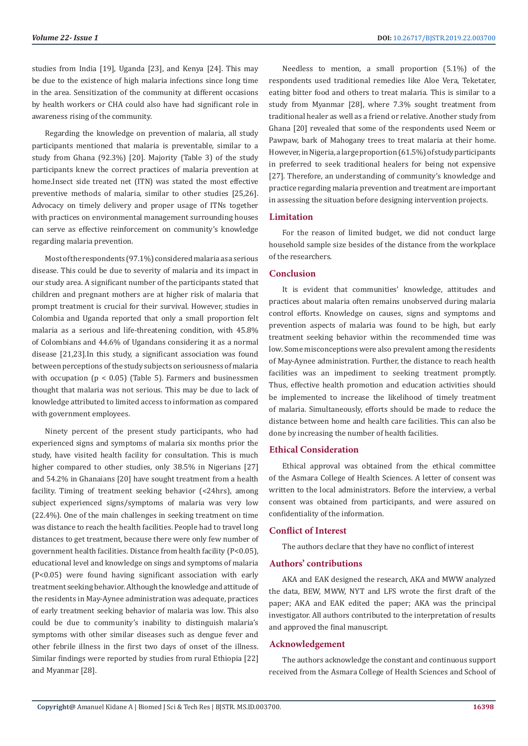studies from India [19], Uganda [23], and Kenya [24]. This may be due to the existence of high malaria infections since long time in the area. Sensitization of the community at different occasions by health workers or CHA could also have had significant role in awareness rising of the community.

Regarding the knowledge on prevention of malaria, all study participants mentioned that malaria is preventable, similar to a study from Ghana (92.3%) [20]. Majority (Table 3) of the study participants knew the correct practices of malaria prevention at home.Insect side treated net (ITN) was stated the most effective preventive methods of malaria, similar to other studies [25,26]. Advocacy on timely delivery and proper usage of ITNs together with practices on environmental management surrounding houses can serve as effective reinforcement on community's knowledge regarding malaria prevention.

Most of the respondents (97.1%) considered malaria as a serious disease. This could be due to severity of malaria and its impact in our study area. A significant number of the participants stated that children and pregnant mothers are at higher risk of malaria that prompt treatment is crucial for their survival. However, studies in Colombia and Uganda reported that only a small proportion felt malaria as a serious and life-threatening condition, with 45.8% of Colombians and 44.6% of Ugandans considering it as a normal disease [21,23].In this study, a significant association was found between perceptions of the study subjects on seriousness of malaria with occupation ($p < 0.05$) (Table 5). Farmers and businessmen thought that malaria was not serious. This may be due to lack of knowledge attributed to limited access to information as compared with government employees.

Ninety percent of the present study participants, who had experienced signs and symptoms of malaria six months prior the study, have visited health facility for consultation. This is much higher compared to other studies, only 38.5% in Nigerians [27] and 54.2% in Ghanaians [20] have sought treatment from a health facility. Timing of treatment seeking behavior (<24hrs), among subject experienced signs/symptoms of malaria was very low (22.4%). One of the main challenges in seeking treatment on time was distance to reach the health facilities. People had to travel long distances to get treatment, because there were only few number of government health facilities. Distance from health facility ($P<0.05$), educational level and knowledge on sings and symptoms of malaria ($P<0.05$) were found having significant association with early treatment seeking behavior. Although the knowledge and attitude of the residents in May-Aynee administration was adequate, practices of early treatment seeking behavior of malaria was low. This also could be due to community's inability to distinguish malaria's symptoms with other similar diseases such as dengue fever and other febrile illness in the first two days of onset of the illness. Similar findings were reported by studies from rural Ethiopia [22] and Myanmar [28].

Needless to mention, a small proportion (5.1%) of the respondents used traditional remedies like Aloe Vera, Teketater, eating bitter food and others to treat malaria. This is similar to a study from Myanmar [28], where 7.3% sought treatment from traditional healer as well as a friend or relative. Another study from Ghana [20] revealed that some of the respondents used Neem or Pawpaw, bark of Mahogany trees to treat malaria at their home. However, in Nigeria, a large proportion (61.5%) of study participants in preferred to seek traditional healers for being not expensive [27]. Therefore, an understanding of community's knowledge and practice regarding malaria prevention and treatment are important in assessing the situation before designing intervention projects.

## Limitation

For the reason of limited budget, we did not conduct large household sample size besides of the distance from the workplace of the researchers.

## Conclusion

It is evident that communities' knowledge, attitudes and practices about malaria often remains unobserved during malaria control efforts. Knowledge on causes, signs and symptoms and prevention aspects of malaria was found to be high, but early treatment seeking behavior within the recommended time was low. Some misconceptions were also prevalent among the residents of May-Aynee administration. Further, the distance to reach health facilities was an impediment to seeking treatment promptly. Thus, effective health promotion and education activities should be implemented to increase the likelihood of timely treatment of malaria. Simultaneously, efforts should be made to reduce the distance between home and health care facilities. This can also be done by increasing the number of health facilities.

## Ethical Consideration

Ethical approval was obtained from the ethical committee of the Asmara College of Health Sciences. A letter of consent was written to the local administrators. Before the interview, a verbal consent was obtained from participants, and were assured on confidentiality of the information.

## Conflict of Interest

The authors declare that they have no conflict of interest

## Authors' contributions

AKA and EAK designed the research, AKA and MWW analyzed the data, BEW, MWW, NYT and LFS wrote the first draft of the paper; AKA and EAK edited the paper; AKA was the principal investigator. All authors contributed to the interpretation of results and approved the final manuscript.

## Acknowledgement

The authors acknowledge the constant and continuous support received from the Asmara College of Health Sciences and School of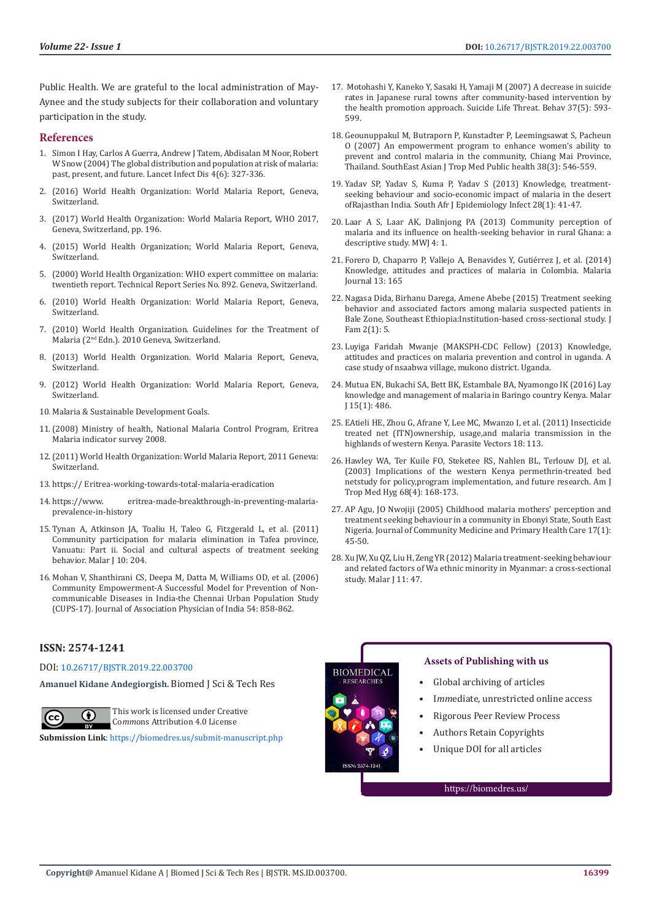Public Health. We are grateful to the local administration of May-Aynee and the study subjects for their collaboration and voluntary participation in the study.

## References

1. Simon I Hay, Carlos A Guerra, Andrew J Tatem, Abdisalan M Noor, Robert W Snow (2004) The global distribution and population at risk of malaria: past, present, and future. Lancet Infect Dis 4(6): 327-336.
2. (2016) World Health Organization: World Malaria Report, Geneva, Switzerland.
3. (2017) World Health Organization: World Malaria Report, WHO 2017, Geneva, Switzerland, pp. 196.
4. (2015) World Health Organization; World Malaria Report, Geneva, Switzerland.
5. (2000) World Health Organization: WHO expert committee on malaria: twentieth report. Technical Report Series No. 892. Geneva, Switzerland.
6. (2010) World Health Organization: World Malaria Report, Geneva, Switzerland.
7. (2010) World Health Organization. Guidelines for the Treatment of Malaria (2nd Edn.). 2010 Geneva, Switzerland.
8. (2013) World Health Organization. World Malaria Report. Geneva, Switzerland.
9. (2012) World Health Organization: World Malaria Report, Geneva, Switzerland.
10. Malaria & Sustainable Development Goals.
11. (2008) Ministry of health, National Malaria Control Program, Eritrea Malaria indicator survey 2008.
12. (2011) World Health Organization: World Malaria Report, 2011 Geneva: Switzerland.
13. https:// Eritrea-working-towards-total-malaria-eradication
14. https://www. eritrea-made-breakthrough-in-preventing-malaria-prevalence-in-history
15. Tynan A, Atkinson JA, Toaliu H, Taleo G, Fitzgerald L, et al. (2011) Community participation for malaria elimination in Tafea province, Vanuatu: Part ii. Social and cultural aspects of treatment seeking behavior. Malar J 10: 204.
16. Mohan V, Shanthirani CS, Deepa M, Datta M, Williams OD, et al. (2006) Community Empowerment-A Successful Model for Prevention of Non-communicable Diseases in India-the Chennai Urban Population Study (CUPS-17). Journal of Association Physician of India 54: 858-862.
17. Motohashi Y, Kaneko Y, Sasaki H, Yamaji M (2007) A decrease in suicide rates in Japanese rural towns after community-based intervention by the health promotion approach. Suicide Life Threat. Behav 37(5): 593-599.
18. Geounuppakul M, Butraporn P, Kunstadter P, Leemingsawat S, Pacheun O (2007) An empowerment program to enhance women's ability to prevent and control malaria in the community, Chiang Mai Province, Thailand. SouthEast Asian J Trop Med Public health 38(3): 546-559.
19. Yadav SP, Yadav S, Kuma P, Yadav S (2013) Knowledge, treatment-seeking behaviour and socio-economic impact of malaria in the desert ofRajasthan India. South Afr J Epidemiology Infect 28(1): 41-47.
20. Laar A S, Laar AK, Dalinjong PA (2013) Community perception of malaria and its influence on health-seeking behavior in rural Ghana: a descriptive study. MWJ 4: 1.
21. Forero D, Chaparro P, Vallejo A, Benavides Y, Gutiérrez J, et al. (2014) Knowledge, attitudes and practices of malaria in Colombia. Malaria Journal 13: 165
22. Nagasa Dida, Birhanu Darega, Amene Abebe (2015) Treatment seeking behavior and associated factors among malaria suspected patients in Bale Zone, Southeast Ethiopia:Institution-based cross-sectional study. J Fam 2(1): 5.
23. Luyiga Faridah Mwanje (MAKSPH-CDC Fellow) (2013) Knowledge, attitudes and practices on malaria prevention and control in uganda. A case study of nsaabwa village, mukono district. Uganda.
24. Mutua EN, Bukachi SA, Bett BK, Estambale BA, Nyamongo IK (2016) Lay knowledge and management of malaria in Baringo country Kenya. Malar J 15(1): 486.
25. EAtieli HE, Zhou G, Afrane Y, Lee MC, Mwanzo I, et al. (2011) Insecticide treated net (ITN)ownership, usage,and malaria transmission in the highlands of western Kenya. Parasite Vectors 18: 113.
26. Hawley WA, Ter Kuile FO, Steketee RS, Nahlen BL, Terlouw DJ, et al. (2003) Implications of the western Kenya permethrin-treated bed netstudy for policy,program implementation, and future research. Am J Trop Med Hyg 68(4): 168-173.
27. AP Agu, JO Nwojiji (2005) Childhood malaria mothers' perception and treatment seeking behaviour in a community in Ebonyi State, South East Nigeria. Journal of Community Medicine and Primary Health Care 17(1): 45-50.
28. Xu JW, Xu QZ, Liu H, Zeng YR (2012) Malaria treatment-seeking behaviour and related factors of Wa ethnic minority in Myanmar: a cross-sectional study. Malar J 11: 47.

**ISSN: 2574-1241**

DOI: 10.26717/BJSTR.2019.22.003700

**Amanuel Kidane Andegiorgish.** Biomed J Sci & Tech Res

This work is licensed under Creative Commons Attribution 4.0 License

**Submission Link**: https://biomedres.us/submit-manuscript.php

**Assets of Publishing with us**

- Global archiving of articles
- Immediate, unrestricted online access
- Rigorous Peer Review Process
- Authors Retain Copyrights
- Unique DOI for all articles

https://biomedres.us/